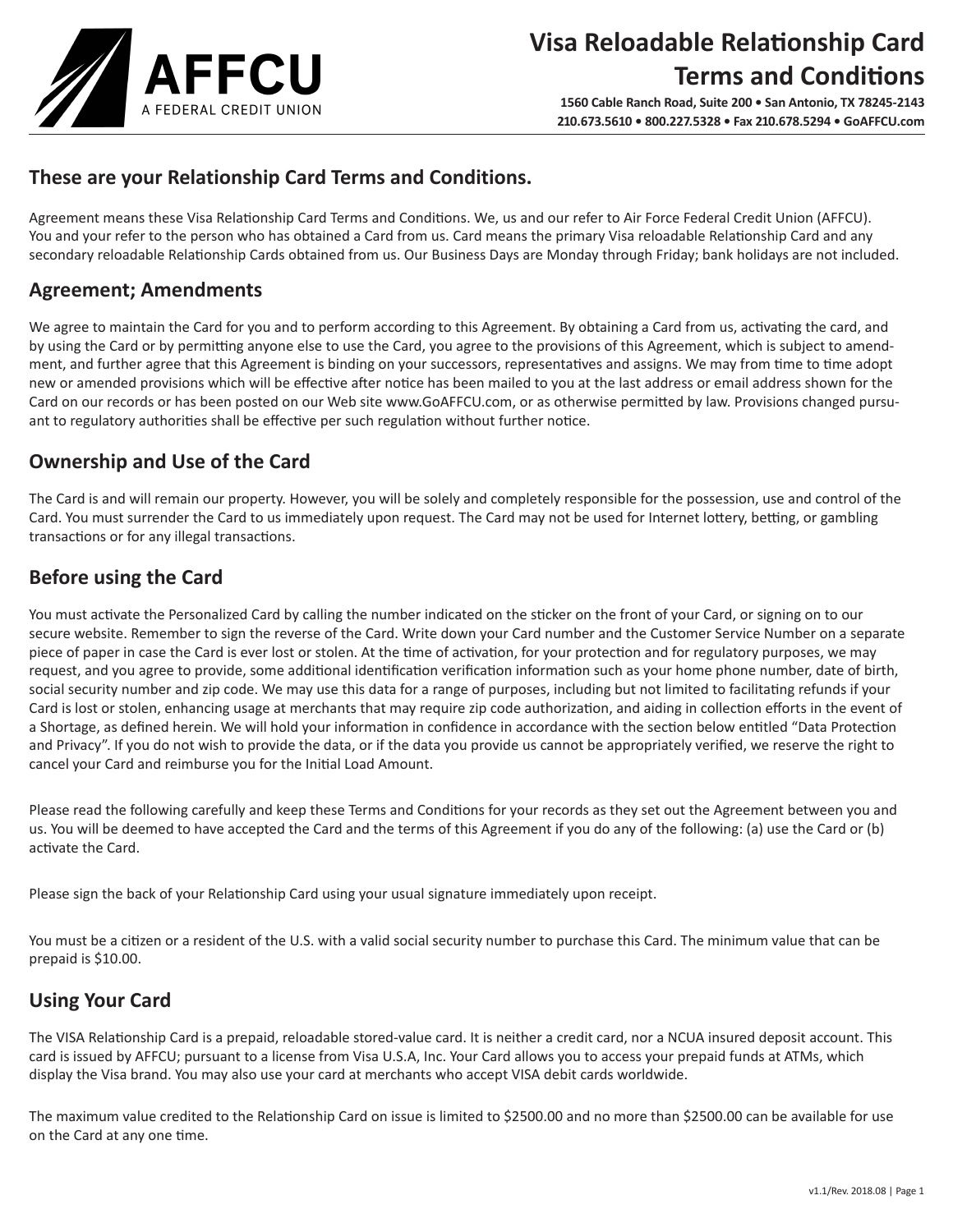AFFCU

A FEDERAL CREDIT UNION

# Visa Reloadable Relationship Card Terms and Conditions

**1560 Cable Ranch Road, Suite 200 • San Antonio, TX 78245-2143**
**210.673.5610 • 800.227.5328 • Fax 210.678.5294 • GoAFFCU.com**

## These are your Relationship Card Terms and Conditions.

Agreement means these Visa Relationship Card Terms and Conditions. We, us and our refer to Air Force Federal Credit Union (AFFCU). You and your refer to the person who has obtained a Card from us. Card means the primary Visa reloadable Relationship Card and any secondary reloadable Relationship Cards obtained from us. Our Business Days are Monday through Friday; bank holidays are not included.

## Agreement; Amendments

We agree to maintain the Card for you and to perform according to this Agreement. By obtaining a Card from us, activating the card, and by using the Card or by permitting anyone else to use the Card, you agree to the provisions of this Agreement, which is subject to amendment, and further agree that this Agreement is binding on your successors, representatives and assigns. We may from time to time adopt new or amended provisions which will be effective after notice has been mailed to you at the last address or email address shown for the Card on our records or has been posted on our Web site www.GoAFFCU.com, or as otherwise permitted by law. Provisions changed pursuant to regulatory authorities shall be effective per such regulation without further notice.

## Ownership and Use of the Card

The Card is and will remain our property. However, you will be solely and completely responsible for the possession, use and control of the Card. You must surrender the Card to us immediately upon request. The Card may not be used for Internet lottery, betting, or gambling transactions or for any illegal transactions.

## Before using the Card

You must activate the Personalized Card by calling the number indicated on the sticker on the front of your Card, or signing on to our secure website. Remember to sign the reverse of the Card. Write down your Card number and the Customer Service Number on a separate piece of paper in case the Card is ever lost or stolen. At the time of activation, for your protection and for regulatory purposes, we may request, and you agree to provide, some additional identification verification information such as your home phone number, date of birth, social security number and zip code. We may use this data for a range of purposes, including but not limited to facilitating refunds if your Card is lost or stolen, enhancing usage at merchants that may require zip code authorization, and aiding in collection efforts in the event of a Shortage, as defined herein. We will hold your information in confidence in accordance with the section below entitled "Data Protection and Privacy". If you do not wish to provide the data, or if the data you provide us cannot be appropriately verified, we reserve the right to cancel your Card and reimburse you for the Initial Load Amount.

Please read the following carefully and keep these Terms and Conditions for your records as they set out the Agreement between you and us. You will be deemed to have accepted the Card and the terms of this Agreement if you do any of the following: (a) use the Card or (b) activate the Card.

Please sign the back of your Relationship Card using your usual signature immediately upon receipt.

You must be a citizen or a resident of the U.S. with a valid social security number to purchase this Card. The minimum value that can be prepaid is $10.00.

## Using Your Card

The VISA Relationship Card is a prepaid, reloadable stored-value card. It is neither a credit card, nor a NCUA insured deposit account. This card is issued by AFFCU; pursuant to a license from Visa U.S.A, Inc. Your Card allows you to access your prepaid funds at ATMs, which display the Visa brand. You may also use your card at merchants who accept VISA debit cards worldwide.

The maximum value credited to the Relationship Card on issue is limited to $2500.00 and no more than $2500.00 can be available for use on the Card at any one time.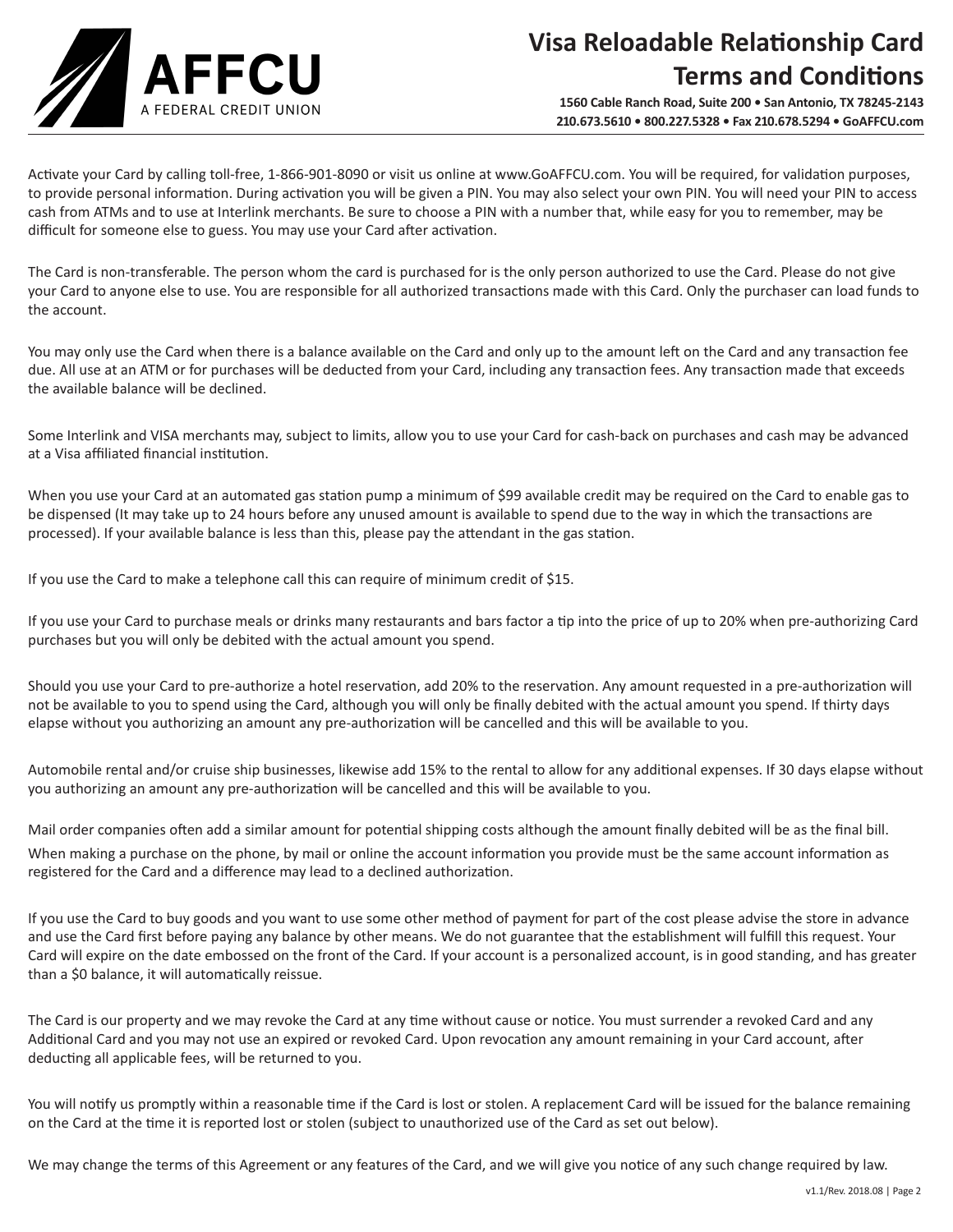Activate your Card by calling toll-free, 1-866-901-8090 or visit us online at www.GoAFFCU.com. You will be required, for validation purposes, to provide personal information. During activation you will be given a PIN. You may also select your own PIN. You will need your PIN to access cash from ATMs and to use at Interlink merchants. Be sure to choose a PIN with a number that, while easy for you to remember, may be difficult for someone else to guess. You may use your Card after activation.

The Card is non-transferable. The person whom the card is purchased for is the only person authorized to use the Card. Please do not give your Card to anyone else to use. You are responsible for all authorized transactions made with this Card. Only the purchaser can load funds to the account.

You may only use the Card when there is a balance available on the Card and only up to the amount left on the Card and any transaction fee due. All use at an ATM or for purchases will be deducted from your Card, including any transaction fees. Any transaction made that exceeds the available balance will be declined.

Some Interlink and VISA merchants may, subject to limits, allow you to use your Card for cash-back on purchases and cash may be advanced at a Visa affiliated financial institution.

When you use your Card at an automated gas station pump a minimum of $99 available credit may be required on the Card to enable gas to be dispensed (It may take up to 24 hours before any unused amount is available to spend due to the way in which the transactions are processed). If your available balance is less than this, please pay the attendant in the gas station.

If you use the Card to make a telephone call this can require of minimum credit of $15.

If you use your Card to purchase meals or drinks many restaurants and bars factor a tip into the price of up to 20% when pre-authorizing Card purchases but you will only be debited with the actual amount you spend.

Should you use your Card to pre-authorize a hotel reservation, add 20% to the reservation. Any amount requested in a pre-authorization will not be available to you to spend using the Card, although you will only be finally debited with the actual amount you spend. If thirty days elapse without you authorizing an amount any pre-authorization will be cancelled and this will be available to you.

Automobile rental and/or cruise ship businesses, likewise add 15% to the rental to allow for any additional expenses. If 30 days elapse without you authorizing an amount any pre-authorization will be cancelled and this will be available to you.

Mail order companies often add a similar amount for potential shipping costs although the amount finally debited will be as the final bill.

When making a purchase on the phone, by mail or online the account information you provide must be the same account information as registered for the Card and a difference may lead to a declined authorization.

If you use the Card to buy goods and you want to use some other method of payment for part of the cost please advise the store in advance and use the Card first before paying any balance by other means. We do not guarantee that the establishment will fulfill this request. Your Card will expire on the date embossed on the front of the Card. If your account is a personalized account, is in good standing, and has greater than a $0 balance, it will automatically reissue.

The Card is our property and we may revoke the Card at any time without cause or notice. You must surrender a revoked Card and any Additional Card and you may not use an expired or revoked Card. Upon revocation any amount remaining in your Card account, after deducting all applicable fees, will be returned to you.

You will notify us promptly within a reasonable time if the Card is lost or stolen. A replacement Card will be issued for the balance remaining on the Card at the time it is reported lost or stolen (subject to unauthorized use of the Card as set out below).

We may change the terms of this Agreement or any features of the Card, and we will give you notice of any such change required by law.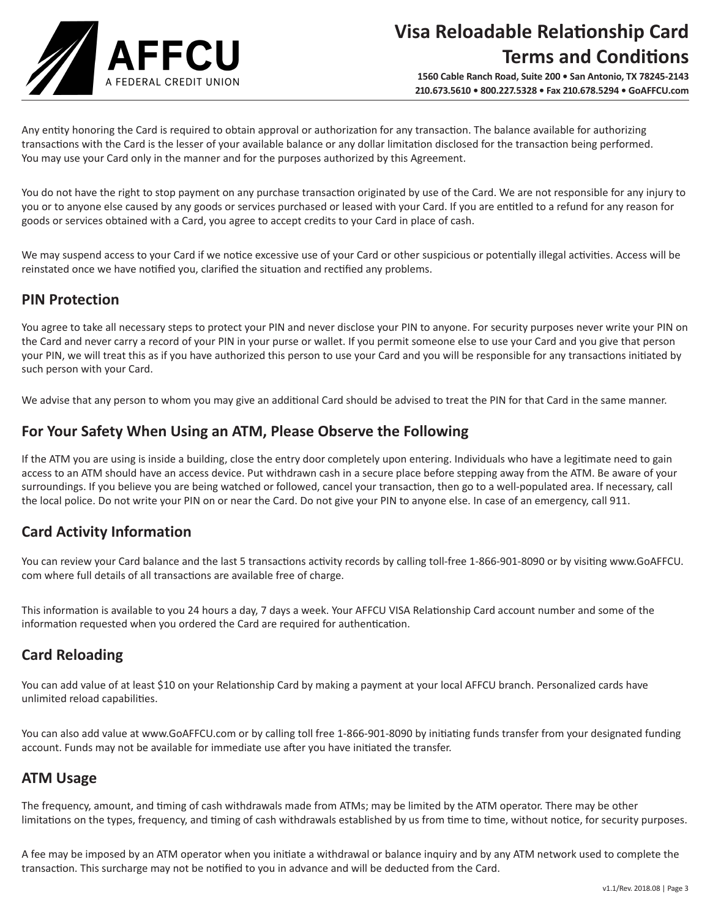Any entity honoring the Card is required to obtain approval or authorization for any transaction. The balance available for authorizing transactions with the Card is the lesser of your available balance or any dollar limitation disclosed for the transaction being performed. You may use your Card only in the manner and for the purposes authorized by this Agreement.

You do not have the right to stop payment on any purchase transaction originated by use of the Card. We are not responsible for any injury to you or to anyone else caused by any goods or services purchased or leased with your Card. If you are entitled to a refund for any reason for goods or services obtained with a Card, you agree to accept credits to your Card in place of cash.

We may suspend access to your Card if we notice excessive use of your Card or other suspicious or potentially illegal activities. Access will be reinstated once we have notified you, clarified the situation and rectified any problems.

## PIN Protection

You agree to take all necessary steps to protect your PIN and never disclose your PIN to anyone. For security purposes never write your PIN on the Card and never carry a record of your PIN in your purse or wallet. If you permit someone else to use your Card and you give that person your PIN, we will treat this as if you have authorized this person to use your Card and you will be responsible for any transactions initiated by such person with your Card.

We advise that any person to whom you may give an additional Card should be advised to treat the PIN for that Card in the same manner.

## For Your Safety When Using an ATM, Please Observe the Following

If the ATM you are using is inside a building, close the entry door completely upon entering. Individuals who have a legitimate need to gain access to an ATM should have an access device. Put withdrawn cash in a secure place before stepping away from the ATM. Be aware of your surroundings. If you believe you are being watched or followed, cancel your transaction, then go to a well-populated area. If necessary, call the local police. Do not write your PIN on or near the Card. Do not give your PIN to anyone else. In case of an emergency, call 911.

## Card Activity Information

You can review your Card balance and the last 5 transactions activity records by calling toll-free 1-866-901-8090 or by visiting www.GoAFFCU.com where full details of all transactions are available free of charge.

This information is available to you 24 hours a day, 7 days a week. Your AFFCU VISA Relationship Card account number and some of the information requested when you ordered the Card are required for authentication.

## Card Reloading

You can add value of at least $10 on your Relationship Card by making a payment at your local AFFCU branch. Personalized cards have unlimited reload capabilities.

You can also add value at www.GoAFFCU.com or by calling toll free 1-866-901-8090 by initiating funds transfer from your designated funding account. Funds may not be available for immediate use after you have initiated the transfer.

## ATM Usage

The frequency, amount, and timing of cash withdrawals made from ATMs; may be limited by the ATM operator. There may be other limitations on the types, frequency, and timing of cash withdrawals established by us from time to time, without notice, for security purposes.

A fee may be imposed by an ATM operator when you initiate a withdrawal or balance inquiry and by any ATM network used to complete the transaction. This surcharge may not be notified to you in advance and will be deducted from the Card.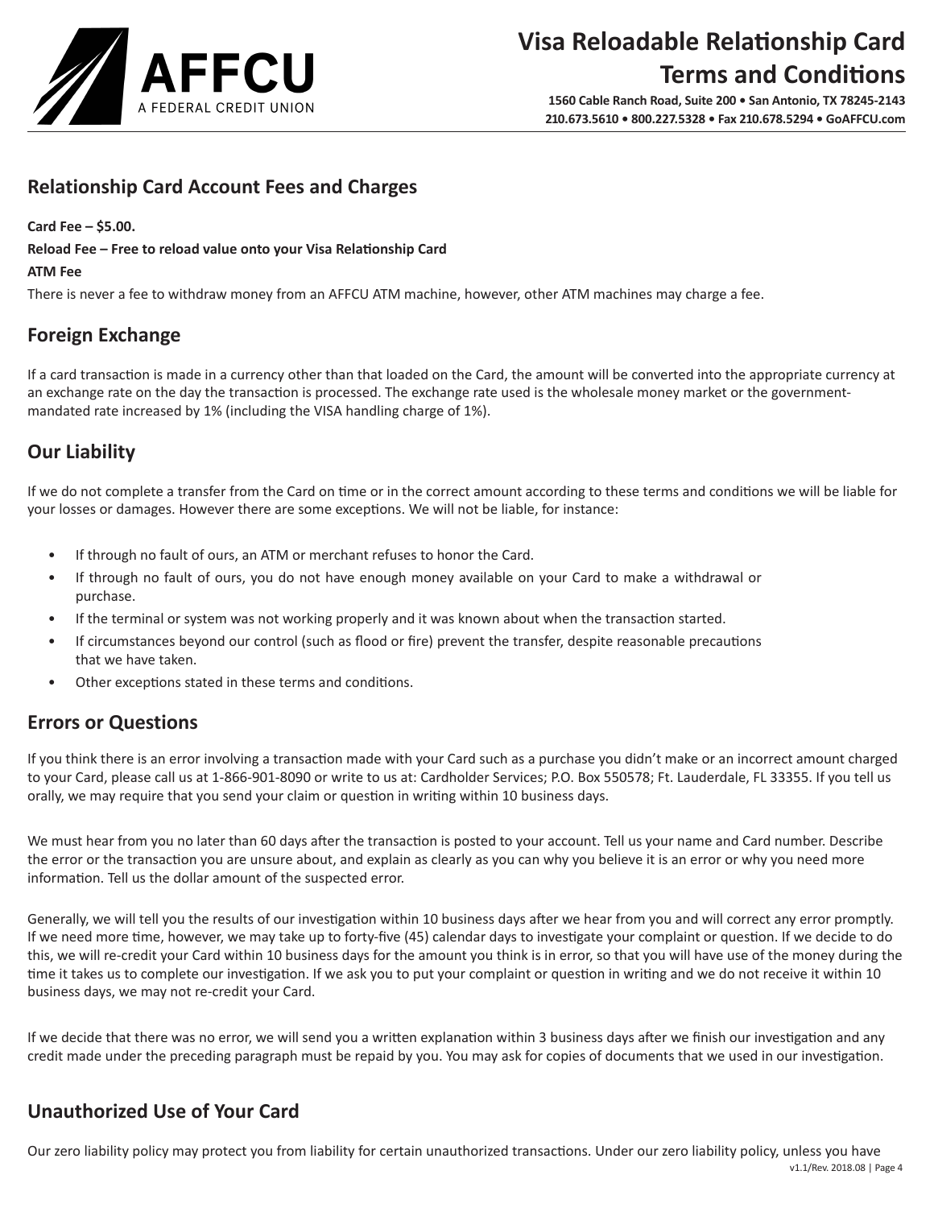## Relationship Card Account Fees and Charges

**Card Fee – $5.00.**

**Reload Fee – Free to reload value onto your Visa Relationship Card**

**ATM Fee**

There is never a fee to withdraw money from an AFFCU ATM machine, however, other ATM machines may charge a fee.

## Foreign Exchange

If a card transaction is made in a currency other than that loaded on the Card, the amount will be converted into the appropriate currency at an exchange rate on the day the transaction is processed. The exchange rate used is the wholesale money market or the government-mandated rate increased by 1% (including the VISA handling charge of 1%).

## Our Liability

If we do not complete a transfer from the Card on time or in the correct amount according to these terms and conditions we will be liable for your losses or damages. However there are some exceptions. We will not be liable, for instance:

- If through no fault of ours, an ATM or merchant refuses to honor the Card.
- If through no fault of ours, you do not have enough money available on your Card to make a withdrawal or purchase.
- If the terminal or system was not working properly and it was known about when the transaction started.
- If circumstances beyond our control (such as flood or fire) prevent the transfer, despite reasonable precautions that we have taken.
- Other exceptions stated in these terms and conditions.

## Errors or Questions

If you think there is an error involving a transaction made with your Card such as a purchase you didn't make or an incorrect amount charged to your Card, please call us at 1-866-901-8090 or write to us at: Cardholder Services; P.O. Box 550578; Ft. Lauderdale, FL 33355. If you tell us orally, we may require that you send your claim or question in writing within 10 business days.

We must hear from you no later than 60 days after the transaction is posted to your account. Tell us your name and Card number. Describe the error or the transaction you are unsure about, and explain as clearly as you can why you believe it is an error or why you need more information. Tell us the dollar amount of the suspected error.

Generally, we will tell you the results of our investigation within 10 business days after we hear from you and will correct any error promptly. If we need more time, however, we may take up to forty-five (45) calendar days to investigate your complaint or question. If we decide to do this, we will re-credit your Card within 10 business days for the amount you think is in error, so that you will have use of the money during the time it takes us to complete our investigation. If we ask you to put your complaint or question in writing and we do not receive it within 10 business days, we may not re-credit your Card.

If we decide that there was no error, we will send you a written explanation within 3 business days after we finish our investigation and any credit made under the preceding paragraph must be repaid by you. You may ask for copies of documents that we used in our investigation.

## Unauthorized Use of Your Card

Our zero liability policy may protect you from liability for certain unauthorized transactions. Under our zero liability policy, unless you have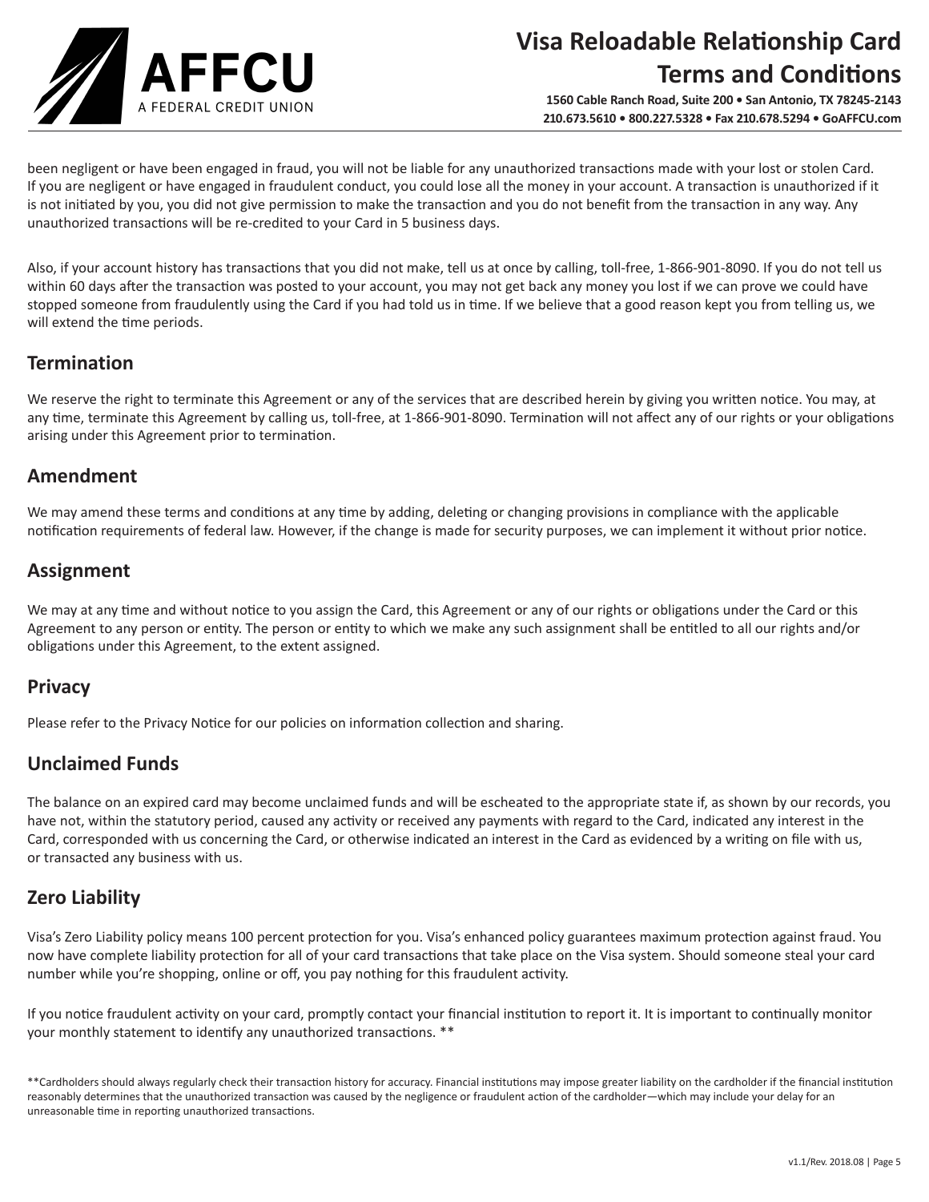been negligent or have been engaged in fraud, you will not be liable for any unauthorized transactions made with your lost or stolen Card. If you are negligent or have engaged in fraudulent conduct, you could lose all the money in your account. A transaction is unauthorized if it is not initiated by you, you did not give permission to make the transaction and you do not benefit from the transaction in any way. Any unauthorized transactions will be re-credited to your Card in 5 business days.

Also, if your account history has transactions that you did not make, tell us at once by calling, toll-free, 1-866-901-8090. If you do not tell us within 60 days after the transaction was posted to your account, you may not get back any money you lost if we can prove we could have stopped someone from fraudulently using the Card if you had told us in time. If we believe that a good reason kept you from telling us, we will extend the time periods.

## Termination

We reserve the right to terminate this Agreement or any of the services that are described herein by giving you written notice. You may, at any time, terminate this Agreement by calling us, toll-free, at 1-866-901-8090. Termination will not affect any of our rights or your obligations arising under this Agreement prior to termination.

## Amendment

We may amend these terms and conditions at any time by adding, deleting or changing provisions in compliance with the applicable notification requirements of federal law. However, if the change is made for security purposes, we can implement it without prior notice.

## Assignment

We may at any time and without notice to you assign the Card, this Agreement or any of our rights or obligations under the Card or this Agreement to any person or entity. The person or entity to which we make any such assignment shall be entitled to all our rights and/or obligations under this Agreement, to the extent assigned.

## Privacy

Please refer to the Privacy Notice for our policies on information collection and sharing.

## Unclaimed Funds

The balance on an expired card may become unclaimed funds and will be escheated to the appropriate state if, as shown by our records, you have not, within the statutory period, caused any activity or received any payments with regard to the Card, indicated any interest in the Card, corresponded with us concerning the Card, or otherwise indicated an interest in the Card as evidenced by a writing on file with us, or transacted any business with us.

## Zero Liability

Visa's Zero Liability policy means 100 percent protection for you. Visa's enhanced policy guarantees maximum protection against fraud. You now have complete liability protection for all of your card transactions that take place on the Visa system. Should someone steal your card number while you're shopping, online or off, you pay nothing for this fraudulent activity.

If you notice fraudulent activity on your card, promptly contact your financial institution to report it. It is important to continually monitor your monthly statement to identify any unauthorized transactions. **

**Cardholders should always regularly check their transaction history for accuracy. Financial institutions may impose greater liability on the cardholder if the financial institution reasonably determines that the unauthorized transaction was caused by the negligence or fraudulent action of the cardholder—which may include your delay for an unreasonable time in reporting unauthorized transactions.

v1.1/Rev. 2018.08